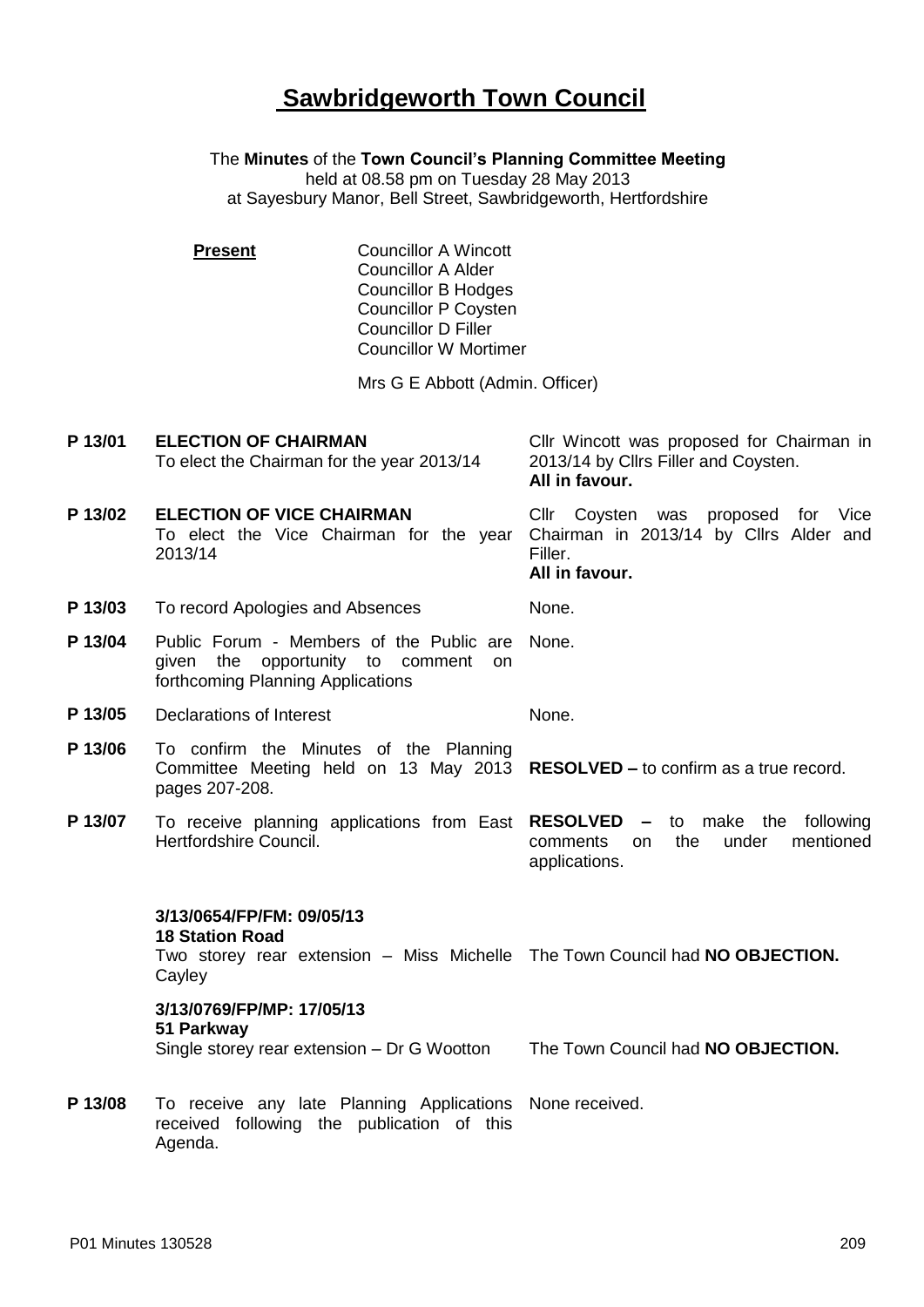# Sawbridgeworth Town Council

The **Minutes** of the **Town Council's Planning Committee Meeting**
held at 08.58 pm on Tuesday 28 May 2013
at Sayesbury Manor, Bell Street, Sawbridgeworth, Hertfordshire

**Present**
Councillor A Wincott
Councillor A Alder
Councillor B Hodges
Councillor P Coysten
Councillor D Filler
Councillor W Mortimer

Mrs G E Abbott (Admin. Officer)

| | | |
|---|---|---|
| **P 13/01** | **ELECTION OF CHAIRMAN**<br>To elect the Chairman for the year 2013/14 | Cllr Wincott was proposed for Chairman in 2013/14 by Cllrs Filler and Coysten.<br>**All in favour.** |
| **P 13/02** | **ELECTION OF VICE CHAIRMAN**<br>To elect the Vice Chairman for the year 2013/14 | Cllr Coysten was proposed for Vice Chairman in 2013/14 by Cllrs Alder and Filler.<br>**All in favour.** |
| **P 13/03** | To record Apologies and Absences | None. |
| **P 13/04** | Public Forum - Members of the Public are given the opportunity to comment on forthcoming Planning Applications | None. |
| **P 13/05** | Declarations of Interest | None. |
| **P 13/06** | To confirm the Minutes of the Planning Committee Meeting held on 13 May 2013 pages 207-208. | **RESOLVED –** to confirm as a true record. |
| **P 13/07** | To receive planning applications from East Hertfordshire Council. | **RESOLVED –** to make the following comments on the under mentioned applications. |
| | **3/13/0654/FP/FM: 09/05/13**<br>**18 Station Road**<br>Two storey rear extension – Miss Michelle Cayley | The Town Council had **NO OBJECTION.** |
| | **3/13/0769/FP/MP: 17/05/13**<br>**51 Parkway**<br>Single storey rear extension – Dr G Wootton | The Town Council had **NO OBJECTION.** |
| **P 13/08** | To receive any late Planning Applications received following the publication of this Agenda. | None received. |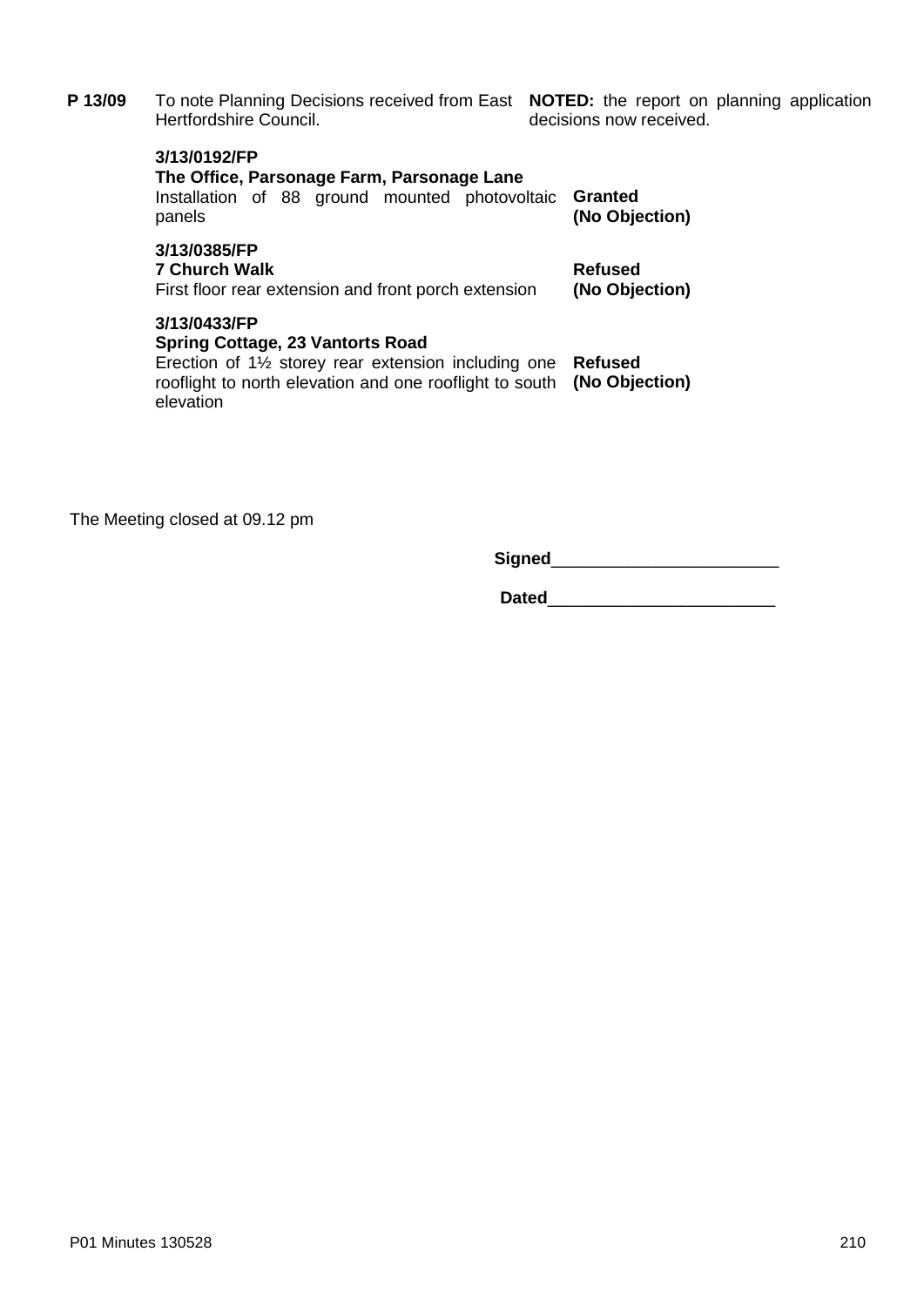| | | |
|---|---|---|
| **P 13/09** | To note Planning Decisions received from East Hertfordshire Council. | **NOTED:** the report on planning application decisions now received. |
| | **3/13/0192/FP**<br>**The Office, Parsonage Farm, Parsonage Lane**<br>Installation of 88 ground mounted photovoltaic panels | **Granted**<br>**(No Objection)** |
| | **3/13/0385/FP**<br>**7 Church Walk**<br>First floor rear extension and front porch extension | **Refused**<br>**(No Objection)** |
| | **3/13/0433/FP**<br>**Spring Cottage, 23 Vantorts Road**<br>Erection of 1½ storey rear extension including one rooflight to north elevation and one rooflight to south elevation | **Refused**<br>**(No Objection)** |

The Meeting closed at 09.12 pm

**Signed**________________________

**Dated**________________________